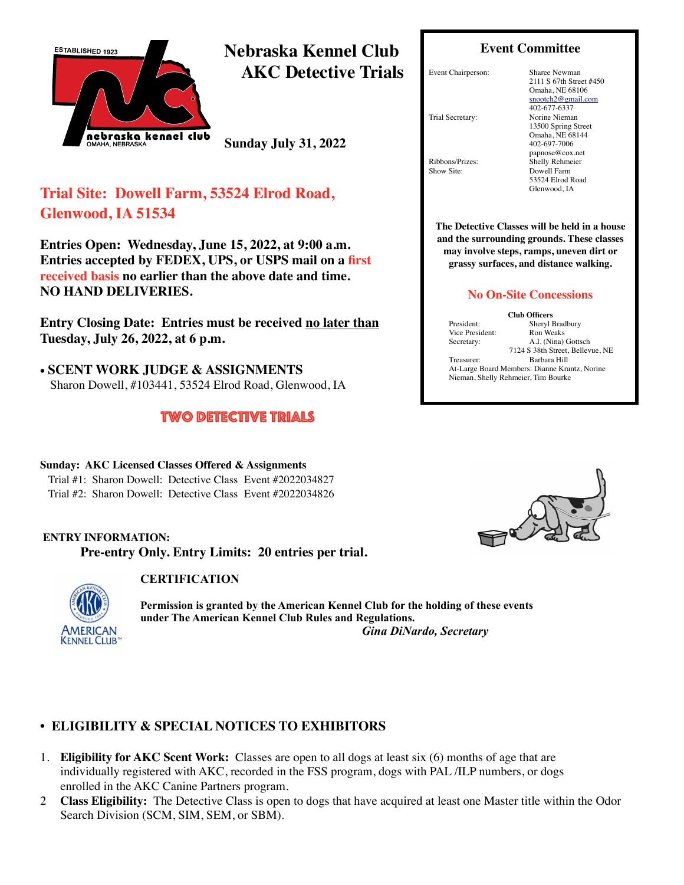ESTABLISHED 1923

nebraska kennel club
OMAHA, NEBRASKA

# Nebraska Kennel Club AKC Detective Trials

**Sunday July 31, 2022**

## Trial Site: Dowell Farm, 53524 Elrod Road, Glenwood, IA 51534

**Entries Open: Wednesday, June 15, 2022, at 9:00 a.m.**
**Entries accepted by FEDEX, UPS, or USPS mail on a first received basis no earlier than the above date and time.**
**NO HAND DELIVERIES.**

**Entry Closing Date: Entries must be received no later than Tuesday, July 26, 2022, at 6 p.m.**

- **SCENT WORK JUDGE & ASSIGNMENTS**
  Sharon Dowell, #103441, 53524 Elrod Road, Glenwood, IA

**TWO DETECTIVE TRIALS**

**Sunday: AKC Licensed Classes Offered & Assignments**
Trial #1: Sharon Dowell: Detective Class Event #2022034827
Trial #2: Sharon Dowell: Detective Class Event #2022034826

**ENTRY INFORMATION:**
**Pre-entry Only. Entry Limits: 20 entries per trial.**

**CERTIFICATION**

**Permission is granted by the American Kennel Club for the holding of these events under The American Kennel Club Rules and Regulations.**
***Gina DiNardo, Secretary***

## Event Committee

| | |
|---|---|
| Event Chairperson: | Sharee Newman<br>2111 S 67th Street #450<br>Omaha, NE 68106<br>snootch2@gmail.com<br>402-677-6337 |
| Trial Secretary: | Norine Nieman<br>13500 Spring Street<br>Omaha, NE 68144<br>402-697-7006<br>papnose@cox.net |
| Ribbons/Prizes: | Shelly Rehmeier |
| Show Site: | Dowell Farm<br>53524 Elrod Road<br>Glenwood, IA |

**The Detective Classes will be held in a house and the surrounding grounds. These classes may involve steps, ramps, uneven dirt or grassy surfaces, and distance walking.**

**No On-Site Concessions**

**Club Officers**

| | |
|---|---|
| President: | Sheryl Bradbury |
| Vice President: | Ron Weaks |
| Secretary: | A.I. (Nina) Gottsch<br>7124 S 38th Street, Bellevue, NE |
| Treasurer: | Barbara Hill |

At-Large Board Members: Dianne Krantz, Norine Nieman, Shelly Rehmeier, Tim Bourke

## • ELIGIBILITY & SPECIAL NOTICES TO EXHIBITORS

1. **Eligibility for AKC Scent Work:** Classes are open to all dogs at least six (6) months of age that are individually registered with AKC, recorded in the FSS program, dogs with PAL /ILP numbers, or dogs enrolled in the AKC Canine Partners program.
2. **Class Eligibility:** The Detective Class is open to dogs that have acquired at least one Master title within the Odor Search Division (SCM, SIM, SEM, or SBM).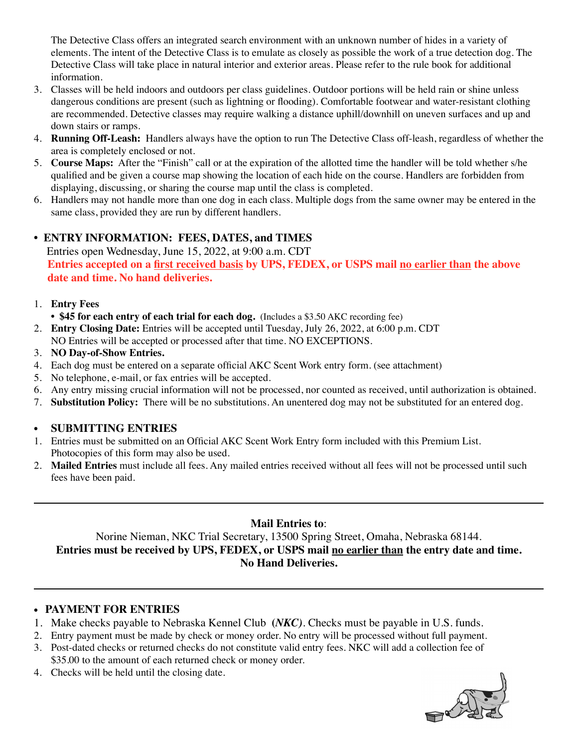The Detective Class offers an integrated search environment with an unknown number of hides in a variety of elements. The intent of the Detective Class is to emulate as closely as possible the work of a true detection dog. The Detective Class will take place in natural interior and exterior areas. Please refer to the rule book for additional information.

3. Classes will be held indoors and outdoors per class guidelines. Outdoor portions will be held rain or shine unless dangerous conditions are present (such as lightning or flooding). Comfortable footwear and water-resistant clothing are recommended. Detective classes may require walking a distance uphill/downhill on uneven surfaces and up and down stairs or ramps.
4. **Running Off-Leash:** Handlers always have the option to run The Detective Class off-leash, regardless of whether the area is completely enclosed or not.
5. **Course Maps:** After the "Finish" call or at the expiration of the allotted time the handler will be told whether s/he qualified and be given a course map showing the location of each hide on the course. Handlers are forbidden from displaying, discussing, or sharing the course map until the class is completed.
6. Handlers may not handle more than one dog in each class. Multiple dogs from the same owner may be entered in the same class, provided they are run by different handlers.

- **ENTRY INFORMATION: FEES, DATES, and TIMES**

Entries open Wednesday, June 15, 2022, at 9:00 a.m. CDT

**Entries accepted on a first received basis by UPS, FEDEX, or USPS mail no earlier than the above date and time. No hand deliveries.**

1. **Entry Fees**
   - **$45 for each entry of each trial for each dog.** (Includes a $3.50 AKC recording fee)
2. **Entry Closing Date:** Entries will be accepted until Tuesday, July 26, 2022, at 6:00 p.m. CDT
   NO Entries will be accepted or processed after that time. NO EXCEPTIONS.
3. **NO Day-of-Show Entries.**
4. Each dog must be entered on a separate official AKC Scent Work entry form. (see attachment)
5. No telephone, e-mail, or fax entries will be accepted.
6. Any entry missing crucial information will not be processed, nor counted as received, until authorization is obtained.
7. **Substitution Policy:** There will be no substitutions. An unentered dog may not be substituted for an entered dog.

- **SUBMITTING ENTRIES**

1. Entries must be submitted on an Official AKC Scent Work Entry form included with this Premium List. Photocopies of this form may also be used.
2. **Mailed Entries** must include all fees. Any mailed entries received without all fees will not be processed until such fees have been paid.

---

**Mail Entries to**:

Norine Nieman, NKC Trial Secretary, 13500 Spring Street, Omaha, Nebraska 68144.

**Entries must be received by UPS, FEDEX, or USPS mail no earlier than the entry date and time. No Hand Deliveries.**

---

- **PAYMENT FOR ENTRIES**

1. Make checks payable to Nebraska Kennel Club (***NKC***). Checks must be payable in U.S. funds.
2. Entry payment must be made by check or money order. No entry will be processed without full payment.
3. Post-dated checks or returned checks do not constitute valid entry fees. NKC will add a collection fee of $35.00 to the amount of each returned check or money order.
4. Checks will be held until the closing date.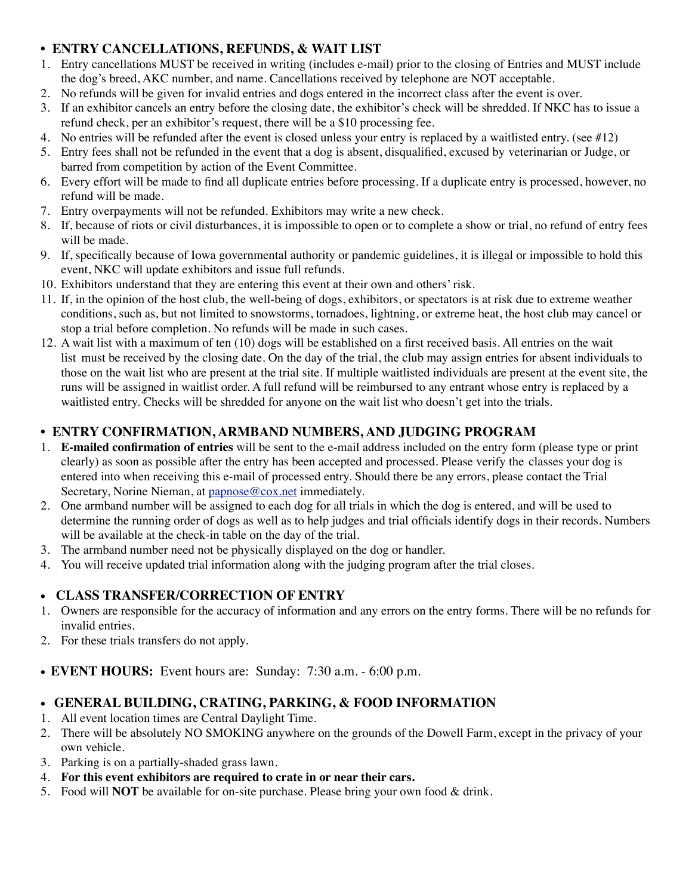## • ENTRY CANCELLATIONS, REFUNDS, & WAIT LIST

1. Entry cancellations MUST be received in writing (includes e-mail) prior to the closing of Entries and MUST include the dog's breed, AKC number, and name. Cancellations received by telephone are NOT acceptable.
2. No refunds will be given for invalid entries and dogs entered in the incorrect class after the event is over.
3. If an exhibitor cancels an entry before the closing date, the exhibitor's check will be shredded. If NKC has to issue a refund check, per an exhibitor's request, there will be a $10 processing fee.
4. No entries will be refunded after the event is closed unless your entry is replaced by a waitlisted entry. (see #12)
5. Entry fees shall not be refunded in the event that a dog is absent, disqualified, excused by veterinarian or Judge, or barred from competition by action of the Event Committee.
6. Every effort will be made to find all duplicate entries before processing. If a duplicate entry is processed, however, no refund will be made.
7. Entry overpayments will not be refunded. Exhibitors may write a new check.
8. If, because of riots or civil disturbances, it is impossible to open or to complete a show or trial, no refund of entry fees will be made.
9. If, specifically because of Iowa governmental authority or pandemic guidelines, it is illegal or impossible to hold this event, NKC will update exhibitors and issue full refunds.
10. Exhibitors understand that they are entering this event at their own and others' risk.
11. If, in the opinion of the host club, the well-being of dogs, exhibitors, or spectators is at risk due to extreme weather conditions, such as, but not limited to snowstorms, tornadoes, lightning, or extreme heat, the host club may cancel or stop a trial before completion. No refunds will be made in such cases.
12. A wait list with a maximum of ten (10) dogs will be established on a first received basis. All entries on the wait list must be received by the closing date. On the day of the trial, the club may assign entries for absent individuals to those on the wait list who are present at the trial site. If multiple waitlisted individuals are present at the event site, the runs will be assigned in waitlist order. A full refund will be reimbursed to any entrant whose entry is replaced by a waitlisted entry. Checks will be shredded for anyone on the wait list who doesn't get into the trials.

## • ENTRY CONFIRMATION, ARMBAND NUMBERS, AND JUDGING PROGRAM

1. **E-mailed confirmation of entries** will be sent to the e-mail address included on the entry form (please type or print clearly) as soon as possible after the entry has been accepted and processed. Please verify the classes your dog is entered into when receiving this e-mail of processed entry. Should there be any errors, please contact the Trial Secretary, Norine Nieman, at papnose@cox.net immediately.
2. One armband number will be assigned to each dog for all trials in which the dog is entered, and will be used to determine the running order of dogs as well as to help judges and trial officials identify dogs in their records. Numbers will be available at the check-in table on the day of the trial.
3. The armband number need not be physically displayed on the dog or handler.
4. You will receive updated trial information along with the judging program after the trial closes.

## • CLASS TRANSFER/CORRECTION OF ENTRY

1. Owners are responsible for the accuracy of information and any errors on the entry forms. There will be no refunds for invalid entries.
2. For these trials transfers do not apply.

## • EVENT HOURS: Event hours are: Sunday: 7:30 a.m. - 6:00 p.m.

## • GENERAL BUILDING, CRATING, PARKING, & FOOD INFORMATION

1. All event location times are Central Daylight Time.
2. There will be absolutely NO SMOKING anywhere on the grounds of the Dowell Farm, except in the privacy of your own vehicle.
3. Parking is on a partially-shaded grass lawn.
4. **For this event exhibitors are required to crate in or near their cars.**
5. Food will **NOT** be available for on-site purchase. Please bring your own food & drink.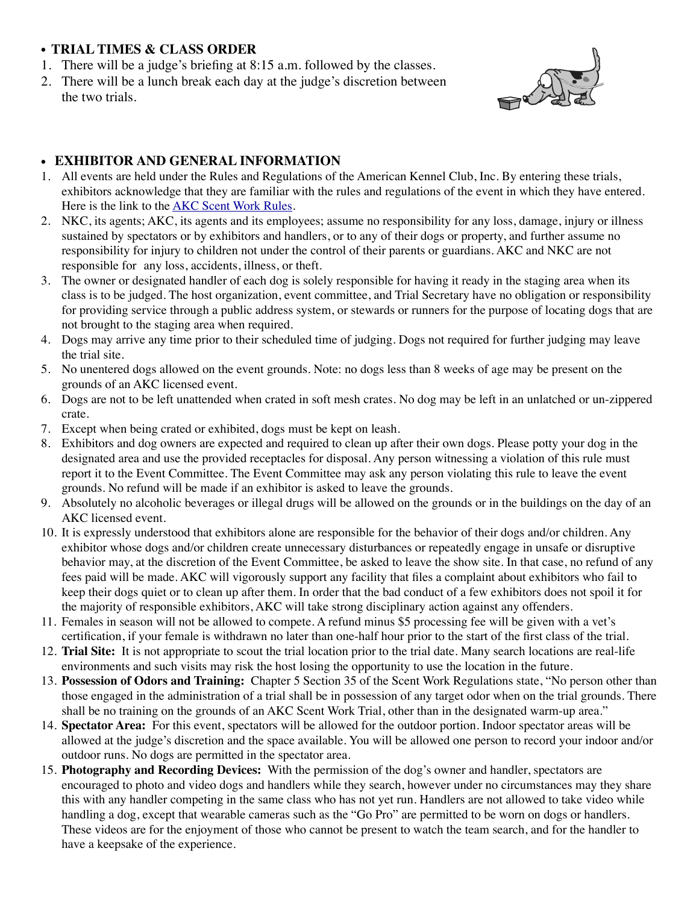- **TRIAL TIMES & CLASS ORDER**

1. There will be a judge's briefing at 8:15 a.m. followed by the classes.
2. There will be a lunch break each day at the judge's discretion between the two trials.

- **EXHIBITOR AND GENERAL INFORMATION**

1. All events are held under the Rules and Regulations of the American Kennel Club, Inc. By entering these trials, exhibitors acknowledge that they are familiar with the rules and regulations of the event in which they have entered. Here is the link to the AKC Scent Work Rules.
2. NKC, its agents; AKC, its agents and its employees; assume no responsibility for any loss, damage, injury or illness sustained by spectators or by exhibitors and handlers, or to any of their dogs or property, and further assume no responsibility for injury to children not under the control of their parents or guardians. AKC and NKC are not responsible for any loss, accidents, illness, or theft.
3. The owner or designated handler of each dog is solely responsible for having it ready in the staging area when its class is to be judged. The host organization, event committee, and Trial Secretary have no obligation or responsibility for providing service through a public address system, or stewards or runners for the purpose of locating dogs that are not brought to the staging area when required.
4. Dogs may arrive any time prior to their scheduled time of judging. Dogs not required for further judging may leave the trial site.
5. No unentered dogs allowed on the event grounds. Note: no dogs less than 8 weeks of age may be present on the grounds of an AKC licensed event.
6. Dogs are not to be left unattended when crated in soft mesh crates. No dog may be left in an unlatched or un-zippered crate.
7. Except when being crated or exhibited, dogs must be kept on leash.
8. Exhibitors and dog owners are expected and required to clean up after their own dogs. Please potty your dog in the designated area and use the provided receptacles for disposal. Any person witnessing a violation of this rule must report it to the Event Committee. The Event Committee may ask any person violating this rule to leave the event grounds. No refund will be made if an exhibitor is asked to leave the grounds.
9. Absolutely no alcoholic beverages or illegal drugs will be allowed on the grounds or in the buildings on the day of an AKC licensed event.
10. It is expressly understood that exhibitors alone are responsible for the behavior of their dogs and/or children. Any exhibitor whose dogs and/or children create unnecessary disturbances or repeatedly engage in unsafe or disruptive behavior may, at the discretion of the Event Committee, be asked to leave the show site. In that case, no refund of any fees paid will be made. AKC will vigorously support any facility that files a complaint about exhibitors who fail to keep their dogs quiet or to clean up after them. In order that the bad conduct of a few exhibitors does not spoil it for the majority of responsible exhibitors, AKC will take strong disciplinary action against any offenders.
11. Females in season will not be allowed to compete. A refund minus $5 processing fee will be given with a vet's certification, if your female is withdrawn no later than one-half hour prior to the start of the first class of the trial.
12. **Trial Site:** It is not appropriate to scout the trial location prior to the trial date. Many search locations are real-life environments and such visits may risk the host losing the opportunity to use the location in the future.
13. **Possession of Odors and Training:** Chapter 5 Section 35 of the Scent Work Regulations state, "No person other than those engaged in the administration of a trial shall be in possession of any target odor when on the trial grounds. There shall be no training on the grounds of an AKC Scent Work Trial, other than in the designated warm-up area."
14. **Spectator Area:** For this event, spectators will be allowed for the outdoor portion. Indoor spectator areas will be allowed at the judge's discretion and the space available. You will be allowed one person to record your indoor and/or outdoor runs. No dogs are permitted in the spectator area.
15. **Photography and Recording Devices:** With the permission of the dog's owner and handler, spectators are encouraged to photo and video dogs and handlers while they search, however under no circumstances may they share this with any handler competing in the same class who has not yet run. Handlers are not allowed to take video while handling a dog, except that wearable cameras such as the "Go Pro" are permitted to be worn on dogs or handlers. These videos are for the enjoyment of those who cannot be present to watch the team search, and for the handler to have a keepsake of the experience.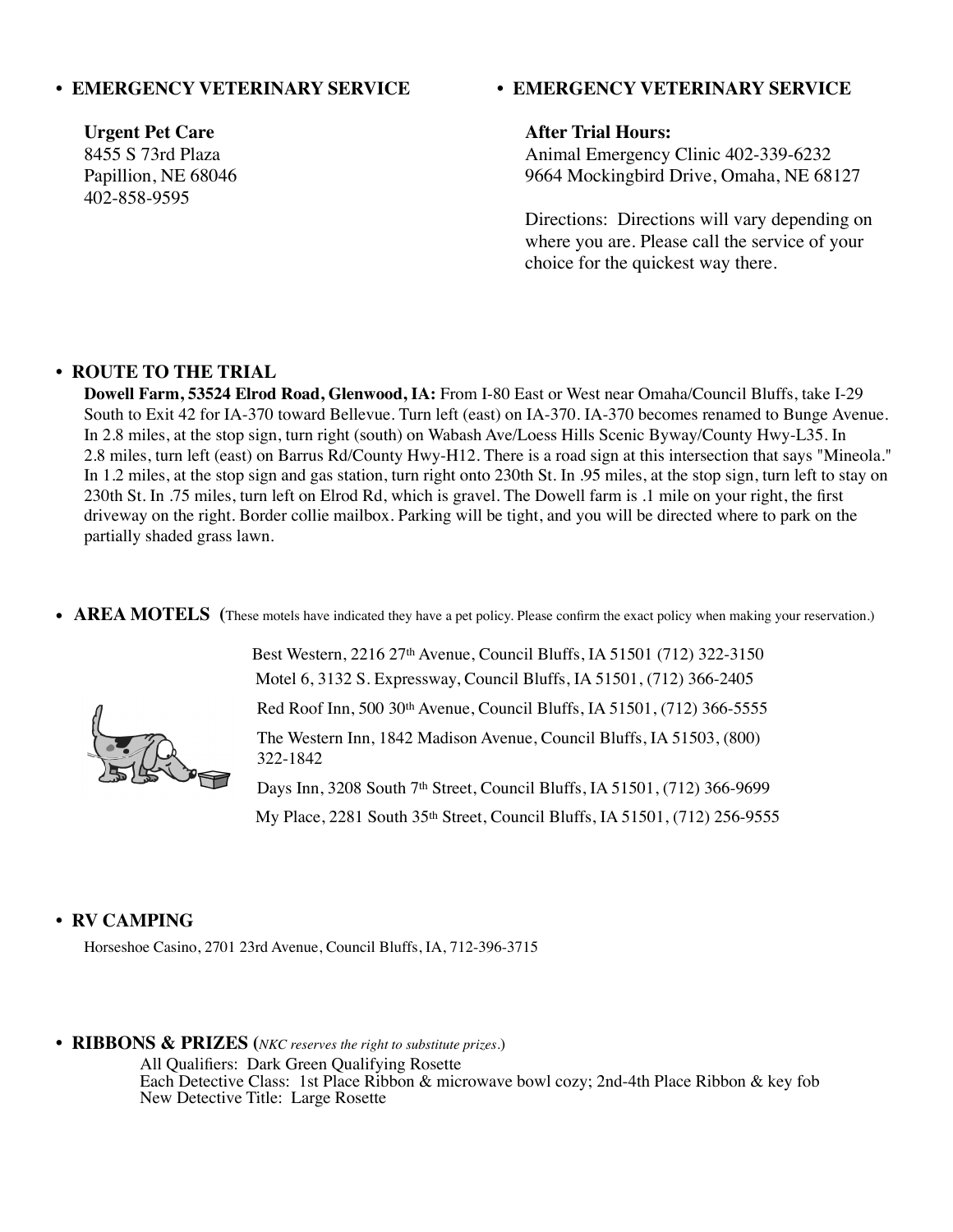- **EMERGENCY VETERINARY SERVICE**

  **Urgent Pet Care**
  8455 S 73rd Plaza
  Papillion, NE 68046
  402-858-9595

- **EMERGENCY VETERINARY SERVICE**

  **After Trial Hours:**
  Animal Emergency Clinic 402-339-6232
  9664 Mockingbird Drive, Omaha, NE 68127

  Directions: Directions will vary depending on where you are. Please call the service of your choice for the quickest way there.

- **ROUTE TO THE TRIAL**

  **Dowell Farm, 53524 Elrod Road, Glenwood, IA:** From I-80 East or West near Omaha/Council Bluffs, take I-29 South to Exit 42 for IA-370 toward Bellevue. Turn left (east) on IA-370. IA-370 becomes renamed to Bunge Avenue. In 2.8 miles, at the stop sign, turn right (south) on Wabash Ave/Loess Hills Scenic Byway/County Hwy-L35. In 2.8 miles, turn left (east) on Barrus Rd/County Hwy-H12. There is a road sign at this intersection that says "Mineola." In 1.2 miles, at the stop sign and gas station, turn right onto 230th St. In .95 miles, at the stop sign, turn left to stay on 230th St. In .75 miles, turn left on Elrod Rd, which is gravel. The Dowell farm is .1 mile on your right, the first driveway on the right. Border collie mailbox. Parking will be tight, and you will be directed where to park on the partially shaded grass lawn.

- **AREA MOTELS** (These motels have indicated they have a pet policy. Please confirm the exact policy when making your reservation.)

  Best Western, 2216 27th Avenue, Council Bluffs, IA 51501 (712) 322-3150
  Motel 6, 3132 S. Expressway, Council Bluffs, IA 51501, (712) 366-2405
  Red Roof Inn, 500 30th Avenue, Council Bluffs, IA 51501, (712) 366-5555
  The Western Inn, 1842 Madison Avenue, Council Bluffs, IA 51503, (800) 322-1842
  Days Inn, 3208 South 7th Street, Council Bluffs, IA 51501, (712) 366-9699
  My Place, 2281 South 35th Street, Council Bluffs, IA 51501, (712) 256-9555

- **RV CAMPING**

  Horseshoe Casino, 2701 23rd Avenue, Council Bluffs, IA, 712-396-3715

- **RIBBONS & PRIZES** (*NKC reserves the right to substitute prizes.*)

  All Qualifiers: Dark Green Qualifying Rosette
  Each Detective Class: 1st Place Ribbon & microwave bowl cozy; 2nd-4th Place Ribbon & key fob
  New Detective Title: Large Rosette